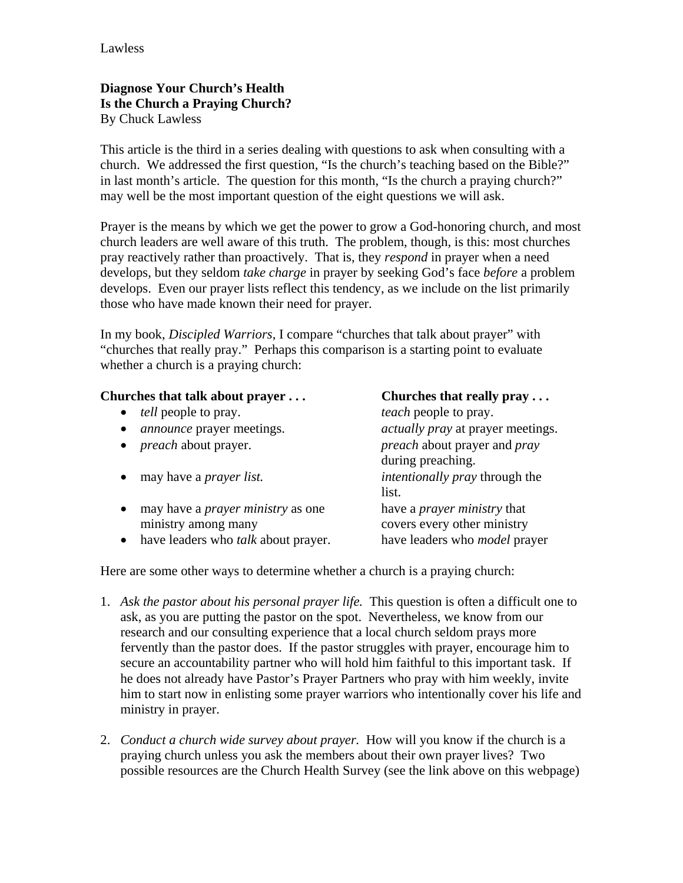**Diagnose Your Church's Health**
**Is the Church a Praying Church?**
By Chuck Lawless

This article is the third in a series dealing with questions to ask when consulting with a church. We addressed the first question, "Is the church's teaching based on the Bible?" in last month's article. The question for this month, "Is the church a praying church?" may well be the most important question of the eight questions we will ask.

Prayer is the means by which we get the power to grow a God-honoring church, and most church leaders are well aware of this truth. The problem, though, is this: most churches pray reactively rather than proactively. That is, they *respond* in prayer when a need develops, but they seldom *take charge* in prayer by seeking God's face *before* a problem develops. Even our prayer lists reflect this tendency, as we include on the list primarily those who have made known their need for prayer.

In my book, *Discipled Warriors*, I compare "churches that talk about prayer" with "churches that really pray." Perhaps this comparison is a starting point to evaluate whether a church is a praying church:

| **Churches that talk about prayer . . .** | **Churches that really pray . . .** |
|---|---|
| • *tell* people to pray. | *teach* people to pray. |
| • *announce* prayer meetings. | *actually pray* at prayer meetings. |
| • *preach* about prayer. | *preach* about prayer and *pray* during preaching. |
| • may have a *prayer list.* | *intentionally pray* through the list. |
| • may have a *prayer ministry* as one ministry among many | have a *prayer ministry* that covers every other ministry |
| • have leaders who *talk* about prayer. | have leaders who *model* prayer |

Here are some other ways to determine whether a church is a praying church:

1. *Ask the pastor about his personal prayer life.* This question is often a difficult one to ask, as you are putting the pastor on the spot. Nevertheless, we know from our research and our consulting experience that a local church seldom prays more fervently than the pastor does. If the pastor struggles with prayer, encourage him to secure an accountability partner who will hold him faithful to this important task. If he does not already have Pastor's Prayer Partners who pray with him weekly, invite him to start now in enlisting some prayer warriors who intentionally cover his life and ministry in prayer.

2. *Conduct a church wide survey about prayer.* How will you know if the church is a praying church unless you ask the members about their own prayer lives? Two possible resources are the Church Health Survey (see the link above on this webpage)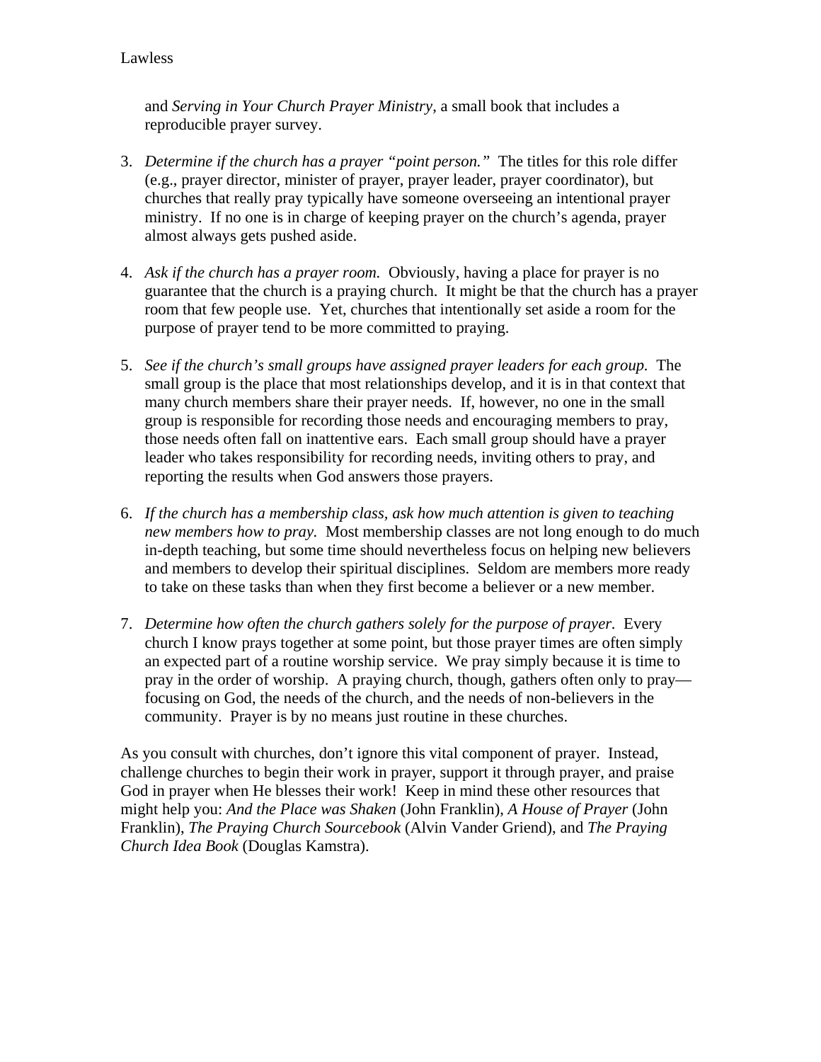and *Serving in Your Church Prayer Ministry*, a small book that includes a reproducible prayer survey.

3. *Determine if the church has a prayer "point person."* The titles for this role differ (e.g., prayer director, minister of prayer, prayer leader, prayer coordinator), but churches that really pray typically have someone overseeing an intentional prayer ministry. If no one is in charge of keeping prayer on the church's agenda, prayer almost always gets pushed aside.

4. *Ask if the church has a prayer room.* Obviously, having a place for prayer is no guarantee that the church is a praying church. It might be that the church has a prayer room that few people use. Yet, churches that intentionally set aside a room for the purpose of prayer tend to be more committed to praying.

5. *See if the church's small groups have assigned prayer leaders for each group.* The small group is the place that most relationships develop, and it is in that context that many church members share their prayer needs. If, however, no one in the small group is responsible for recording those needs and encouraging members to pray, those needs often fall on inattentive ears. Each small group should have a prayer leader who takes responsibility for recording needs, inviting others to pray, and reporting the results when God answers those prayers.

6. *If the church has a membership class, ask how much attention is given to teaching new members how to pray.* Most membership classes are not long enough to do much in-depth teaching, but some time should nevertheless focus on helping new believers and members to develop their spiritual disciplines. Seldom are members more ready to take on these tasks than when they first become a believer or a new member.

7. *Determine how often the church gathers solely for the purpose of prayer.* Every church I know prays together at some point, but those prayer times are often simply an expected part of a routine worship service. We pray simply because it is time to pray in the order of worship. A praying church, though, gathers often only to pray—focusing on God, the needs of the church, and the needs of non-believers in the community. Prayer is by no means just routine in these churches.

As you consult with churches, don't ignore this vital component of prayer. Instead, challenge churches to begin their work in prayer, support it through prayer, and praise God in prayer when He blesses their work! Keep in mind these other resources that might help you: *And the Place was Shaken* (John Franklin), *A House of Prayer* (John Franklin), *The Praying Church Sourcebook* (Alvin Vander Griend), and *The Praying Church Idea Book* (Douglas Kamstra).